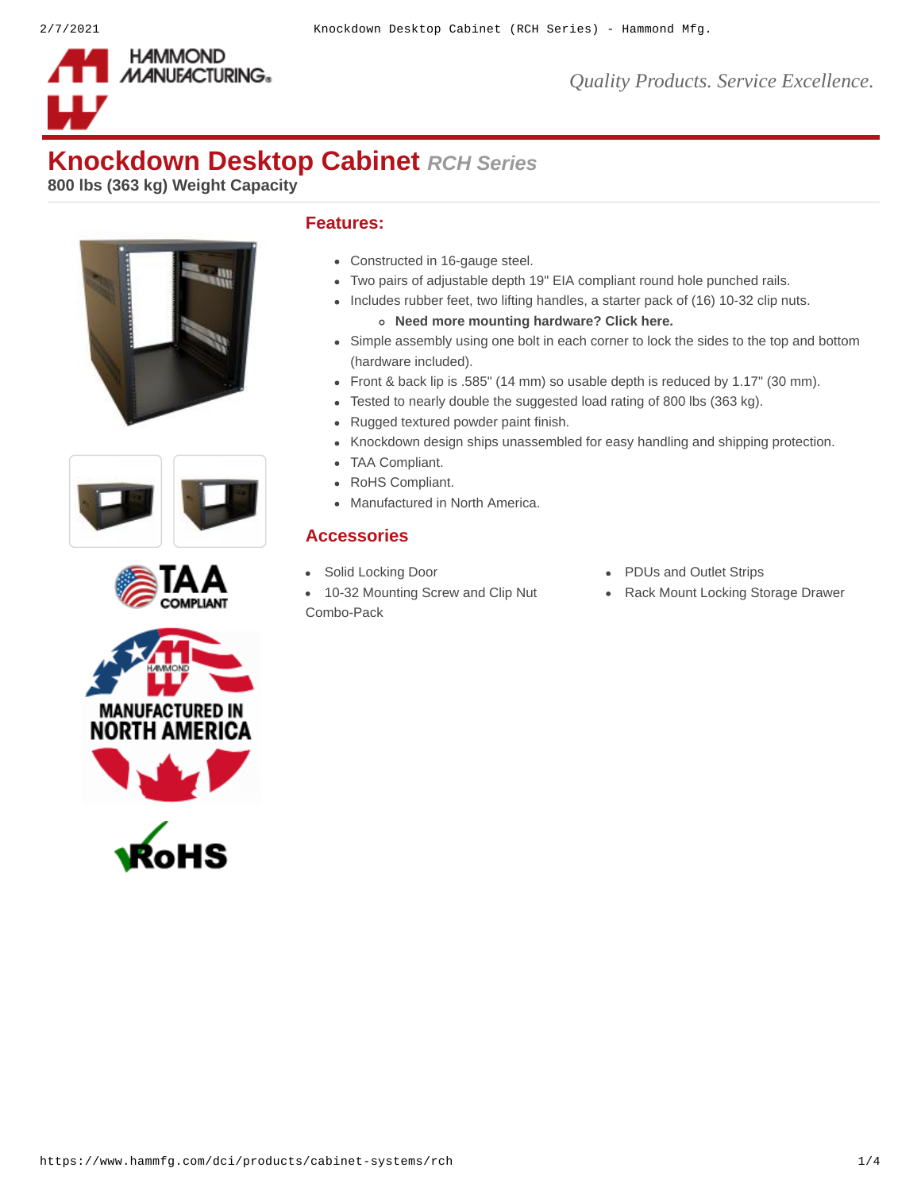# Knockdown Desktop Cabinet *RCH Series*

**800 lbs (363 kg) Weight Capacity**

## Features:

- Constructed in 16-gauge steel.
- Two pairs of adjustable depth 19" EIA compliant round hole punched rails.
- Includes rubber feet, two lifting handles, a starter pack of (16) 10-32 clip nuts.
  - **Need more mounting hardware? Click here.**
- Simple assembly using one bolt in each corner to lock the sides to the top and bottom (hardware included).
- Front & back lip is .585" (14 mm) so usable depth is reduced by 1.17" (30 mm).
- Tested to nearly double the suggested load rating of 800 lbs (363 kg).
- Rugged textured powder paint finish.
- Knockdown design ships unassembled for easy handling and shipping protection.
- TAA Compliant.
- RoHS Compliant.
- Manufactured in North America.

## Accessories

- Solid Locking Door
- 10-32 Mounting Screw and Clip Nut Combo-Pack
- PDUs and Outlet Strips
- Rack Mount Locking Storage Drawer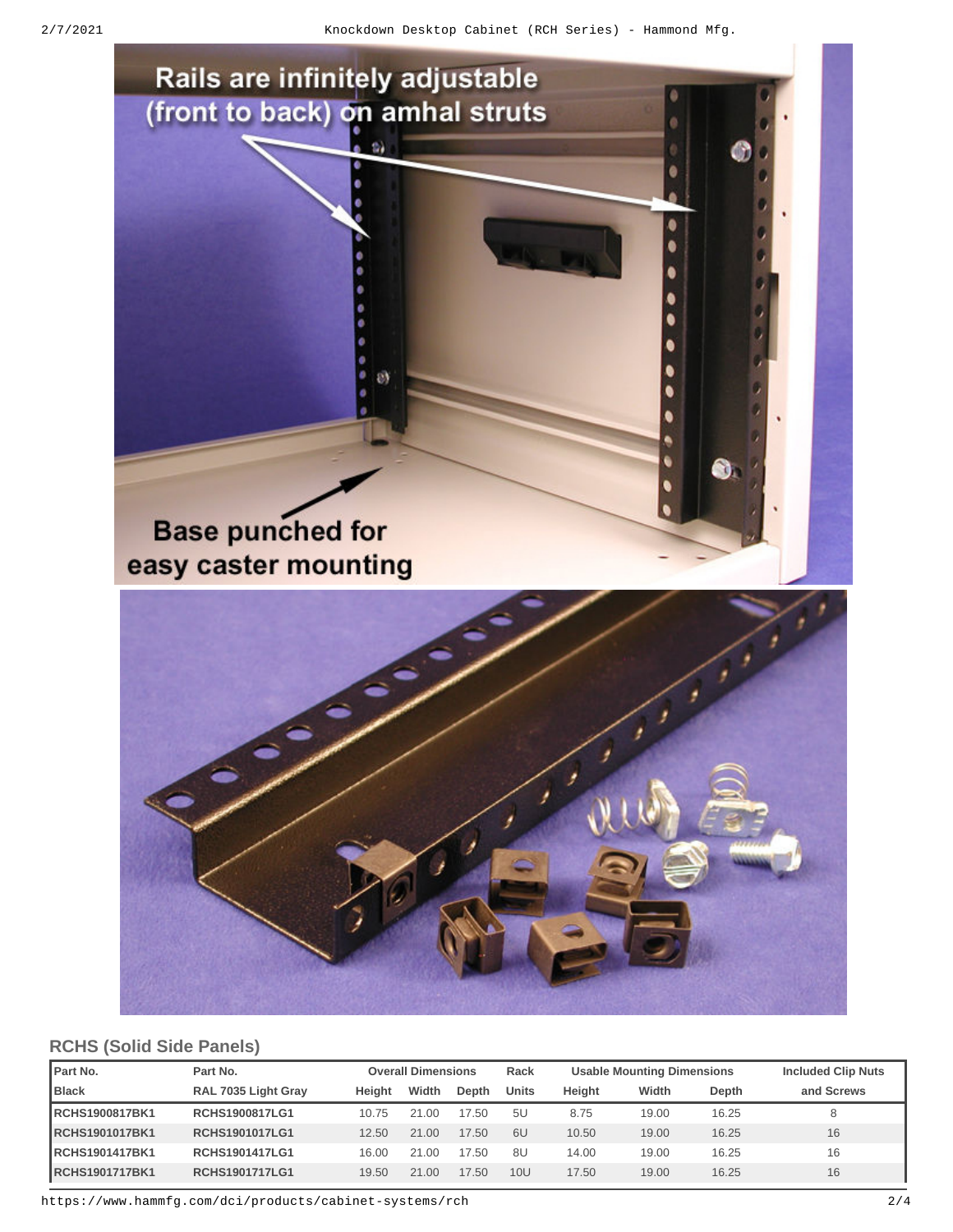## RCHS (Solid Side Panels)

| Part No. | Part No. | Overall Dimensions | | | Rack | Usable Mounting Dimensions | | | Included Clip Nuts |
|---|---|---|---|---|---|---|---|---|---|
| Black | RAL 7035 Light Gray | Height | Width | Depth | Units | Height | Width | Depth | and Screws |
| RCHS1900817BK1 | RCHS1900817LG1 | 10.75 | 21.00 | 17.50 | 5U | 8.75 | 19.00 | 16.25 | 8 |
| RCHS1901017BK1 | RCHS1901017LG1 | 12.50 | 21.00 | 17.50 | 6U | 10.50 | 19.00 | 16.25 | 16 |
| RCHS1901417BK1 | RCHS1901417LG1 | 16.00 | 21.00 | 17.50 | 8U | 14.00 | 19.00 | 16.25 | 16 |
| RCHS1901717BK1 | RCHS1901717LG1 | 19.50 | 21.00 | 17.50 | 10U | 17.50 | 19.00 | 16.25 | 16 |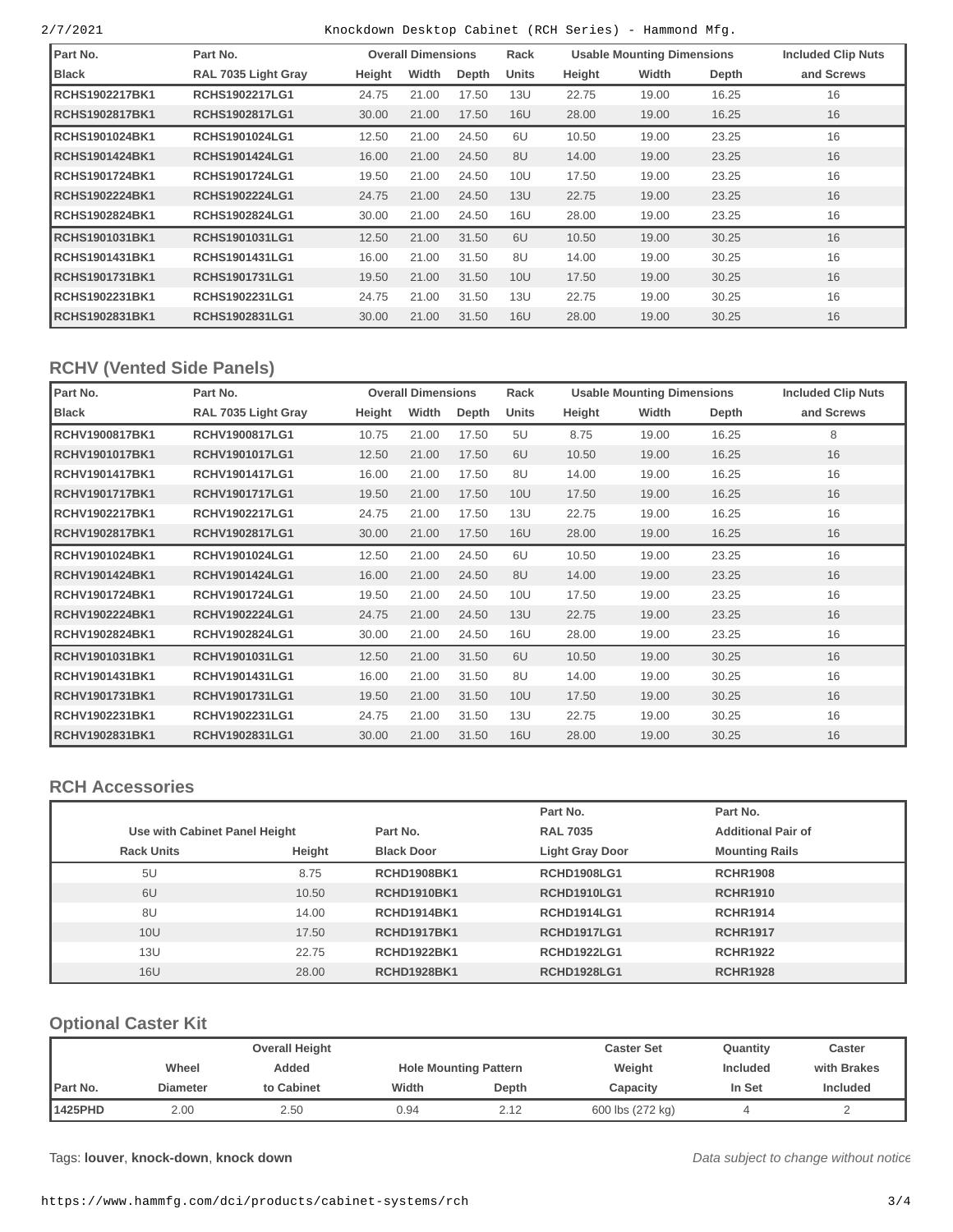| Part No. | Part No. | Overall Dimensions | | | Rack | Usable Mounting Dimensions | | | Included Clip Nuts |
|---|---|---|---|---|---|---|---|---|---|
| Black | RAL 7035 Light Gray | Height | Width | Depth | Units | Height | Width | Depth | and Screws |
| RCHS1902217BK1 | RCHS1902217LG1 | 24.75 | 21.00 | 17.50 | 13U | 22.75 | 19.00 | 16.25 | 16 |
| RCHS1902817BK1 | RCHS1902817LG1 | 30.00 | 21.00 | 17.50 | 16U | 28.00 | 19.00 | 16.25 | 16 |
| RCHS1901024BK1 | RCHS1901024LG1 | 12.50 | 21.00 | 24.50 | 6U | 10.50 | 19.00 | 23.25 | 16 |
| RCHS1901424BK1 | RCHS1901424LG1 | 16.00 | 21.00 | 24.50 | 8U | 14.00 | 19.00 | 23.25 | 16 |
| RCHS1901724BK1 | RCHS1901724LG1 | 19.50 | 21.00 | 24.50 | 10U | 17.50 | 19.00 | 23.25 | 16 |
| RCHS1902224BK1 | RCHS1902224LG1 | 24.75 | 21.00 | 24.50 | 13U | 22.75 | 19.00 | 23.25 | 16 |
| RCHS1902824BK1 | RCHS1902824LG1 | 30.00 | 21.00 | 24.50 | 16U | 28.00 | 19.00 | 23.25 | 16 |
| RCHS1901031BK1 | RCHS1901031LG1 | 12.50 | 21.00 | 31.50 | 6U | 10.50 | 19.00 | 30.25 | 16 |
| RCHS1901431BK1 | RCHS1901431LG1 | 16.00 | 21.00 | 31.50 | 8U | 14.00 | 19.00 | 30.25 | 16 |
| RCHS1901731BK1 | RCHS1901731LG1 | 19.50 | 21.00 | 31.50 | 10U | 17.50 | 19.00 | 30.25 | 16 |
| RCHS1902231BK1 | RCHS1902231LG1 | 24.75 | 21.00 | 31.50 | 13U | 22.75 | 19.00 | 30.25 | 16 |
| RCHS1902831BK1 | RCHS1902831LG1 | 30.00 | 21.00 | 31.50 | 16U | 28.00 | 19.00 | 30.25 | 16 |

## RCHV (Vented Side Panels)

| Part No. | Part No. | Overall Dimensions | | | Rack | Usable Mounting Dimensions | | | Included Clip Nuts |
|---|---|---|---|---|---|---|---|---|---|
| Black | RAL 7035 Light Gray | Height | Width | Depth | Units | Height | Width | Depth | and Screws |
| RCHV1900817BK1 | RCHV1900817LG1 | 10.75 | 21.00 | 17.50 | 5U | 8.75 | 19.00 | 16.25 | 8 |
| RCHV1901017BK1 | RCHV1901017LG1 | 12.50 | 21.00 | 17.50 | 6U | 10.50 | 19.00 | 16.25 | 16 |
| RCHV1901417BK1 | RCHV1901417LG1 | 16.00 | 21.00 | 17.50 | 8U | 14.00 | 19.00 | 16.25 | 16 |
| RCHV1901717BK1 | RCHV1901717LG1 | 19.50 | 21.00 | 17.50 | 10U | 17.50 | 19.00 | 16.25 | 16 |
| RCHV1902217BK1 | RCHV1902217LG1 | 24.75 | 21.00 | 17.50 | 13U | 22.75 | 19.00 | 16.25 | 16 |
| RCHV1902817BK1 | RCHV1902817LG1 | 30.00 | 21.00 | 17.50 | 16U | 28.00 | 19.00 | 16.25 | 16 |
| RCHV1901024BK1 | RCHV1901024LG1 | 12.50 | 21.00 | 24.50 | 6U | 10.50 | 19.00 | 23.25 | 16 |
| RCHV1901424BK1 | RCHV1901424LG1 | 16.00 | 21.00 | 24.50 | 8U | 14.00 | 19.00 | 23.25 | 16 |
| RCHV1901724BK1 | RCHV1901724LG1 | 19.50 | 21.00 | 24.50 | 10U | 17.50 | 19.00 | 23.25 | 16 |
| RCHV1902224BK1 | RCHV1902224LG1 | 24.75 | 21.00 | 24.50 | 13U | 22.75 | 19.00 | 23.25 | 16 |
| RCHV1902824BK1 | RCHV1902824LG1 | 30.00 | 21.00 | 24.50 | 16U | 28.00 | 19.00 | 23.25 | 16 |
| RCHV1901031BK1 | RCHV1901031LG1 | 12.50 | 21.00 | 31.50 | 6U | 10.50 | 19.00 | 30.25 | 16 |
| RCHV1901431BK1 | RCHV1901431LG1 | 16.00 | 21.00 | 31.50 | 8U | 14.00 | 19.00 | 30.25 | 16 |
| RCHV1901731BK1 | RCHV1901731LG1 | 19.50 | 21.00 | 31.50 | 10U | 17.50 | 19.00 | 30.25 | 16 |
| RCHV1902231BK1 | RCHV1902231LG1 | 24.75 | 21.00 | 31.50 | 13U | 22.75 | 19.00 | 30.25 | 16 |
| RCHV1902831BK1 | RCHV1902831LG1 | 30.00 | 21.00 | 31.50 | 16U | 28.00 | 19.00 | 30.25 | 16 |

## RCH Accessories

| Use with Cabinet Panel Height | | Part No. | Part No. | Part No. |
|---|---|---|---|---|
| | | | RAL 7035 | Additional Pair of |
| Rack Units | Height | Black Door | Light Gray Door | Mounting Rails |
| 5U | 8.75 | RCHD1908BK1 | RCHD1908LG1 | RCHR1908 |
| 6U | 10.50 | RCHD1910BK1 | RCHD1910LG1 | RCHR1910 |
| 8U | 14.00 | RCHD1914BK1 | RCHD1914LG1 | RCHR1914 |
| 10U | 17.50 | RCHD1917BK1 | RCHD1917LG1 | RCHR1917 |
| 13U | 22.75 | RCHD1922BK1 | RCHD1922LG1 | RCHR1922 |
| 16U | 28.00 | RCHD1928BK1 | RCHD1928LG1 | RCHR1928 |

## Optional Caster Kit

| | | Overall Height | | | Caster Set | Quantity | Caster |
|---|---|---|---|---|---|---|---|
| | Wheel | Added | Hole Mounting Pattern | | Weight | Included | with Brakes |
| Part No. | Diameter | to Cabinet | Width | Depth | Capacity | In Set | Included |
| 1425PHD | 2.00 | 2.50 | 0.94 | 2.12 | 600 lbs (272 kg) | 4 | 2 |

Tags: **louver**, **knock-down**, **knock down**

*Data subject to change without notice*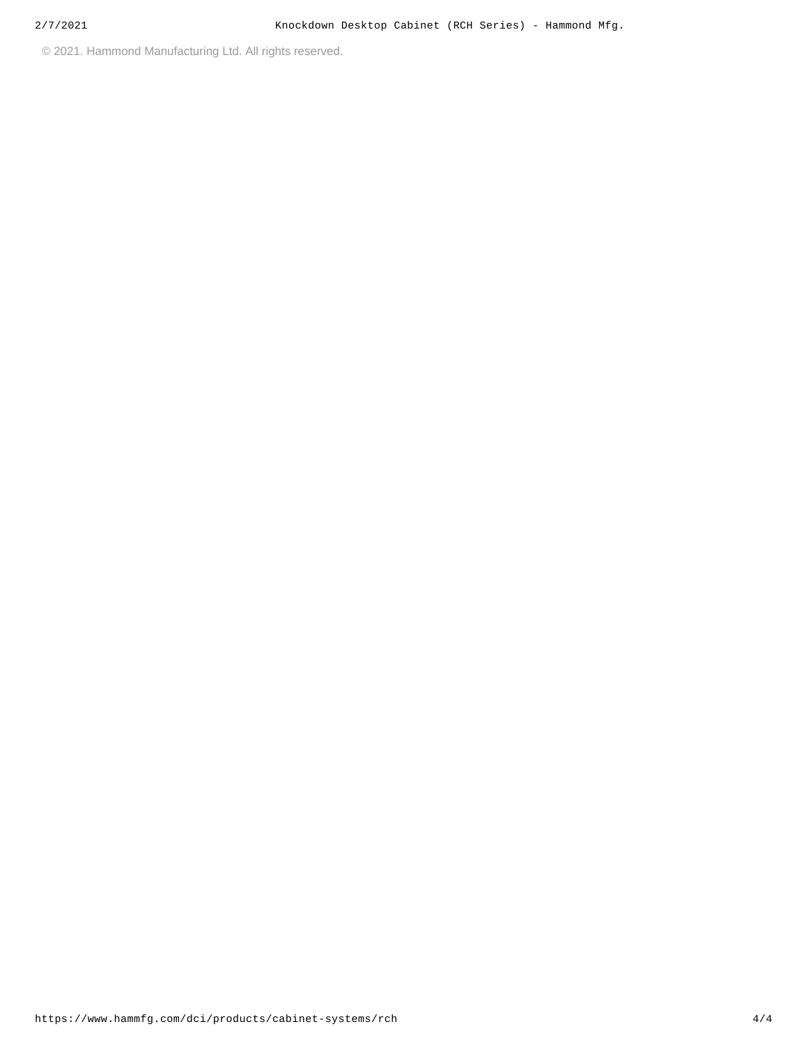© 2021. Hammond Manufacturing Ltd. All rights reserved.